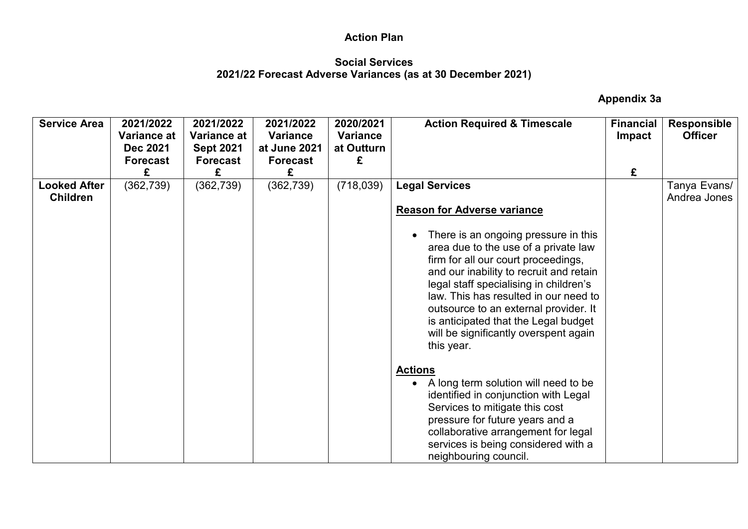## Action Plan

### Social Services
### 2021/22 Forecast Adverse Variances (as at 30 December 2021)

**Appendix 3a**

| Service Area | 2021/2022 Variance at Dec 2021 Forecast £ | 2021/2022 Variance at Sept 2021 Forecast £ | 2021/2022 Variance at June 2021 Forecast £ | 2020/2021 Variance at Outturn £ | Action Required & Timescale | Financial Impact £ | Responsible Officer |
| --- | --- | --- | --- | --- | --- | --- | --- |
| **Looked After Children** | (362,739) | (362,739) | (362,739) | (718,039) | **Legal Services**<br><br>**Reason for Adverse variance**<br><br>• There is an ongoing pressure in this area due to the use of a private law firm for all our court proceedings, and our inability to recruit and retain legal staff specialising in children's law. This has resulted in our need to outsource to an external provider. It is anticipated that the Legal budget will be significantly overspent again this year.<br><br>**Actions**<br>• A long term solution will need to be identified in conjunction with Legal Services to mitigate this cost pressure for future years and a collaborative arrangement for legal services is being considered with a neighbouring council. | | Tanya Evans/ Andrea Jones |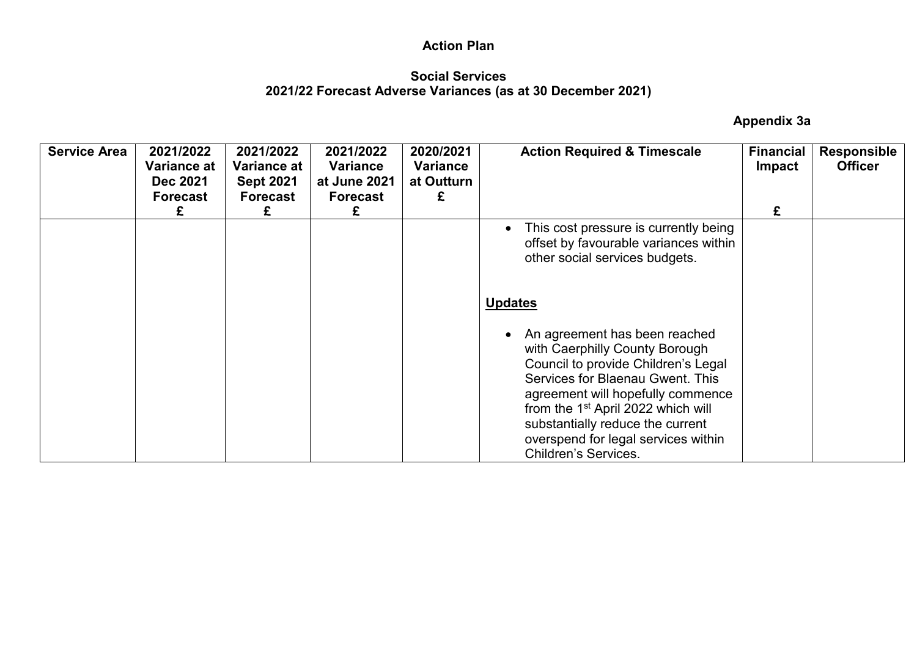**Action Plan**

**Social Services**
**2021/22 Forecast Adverse Variances (as at 30 December 2021)**

**Appendix 3a**

| Service Area | 2021/2022 Variance at Dec 2021 Forecast £ | 2021/2022 Variance at Sept 2021 Forecast £ | 2021/2022 Variance at June 2021 Forecast £ | 2020/2021 Variance at Outturn £ | Action Required & Timescale | Financial Impact £ | Responsible Officer |
|---|---|---|---|---|---|---|---|
| | | | | | • This cost pressure is currently being offset by favourable variances within other social services budgets.<br><br>**Updates**<br><br>• An agreement has been reached with Caerphilly County Borough Council to provide Children's Legal Services for Blaenau Gwent. This agreement will hopefully commence from the 1st April 2022 which will substantially reduce the current overspend for legal services within Children's Services. | | |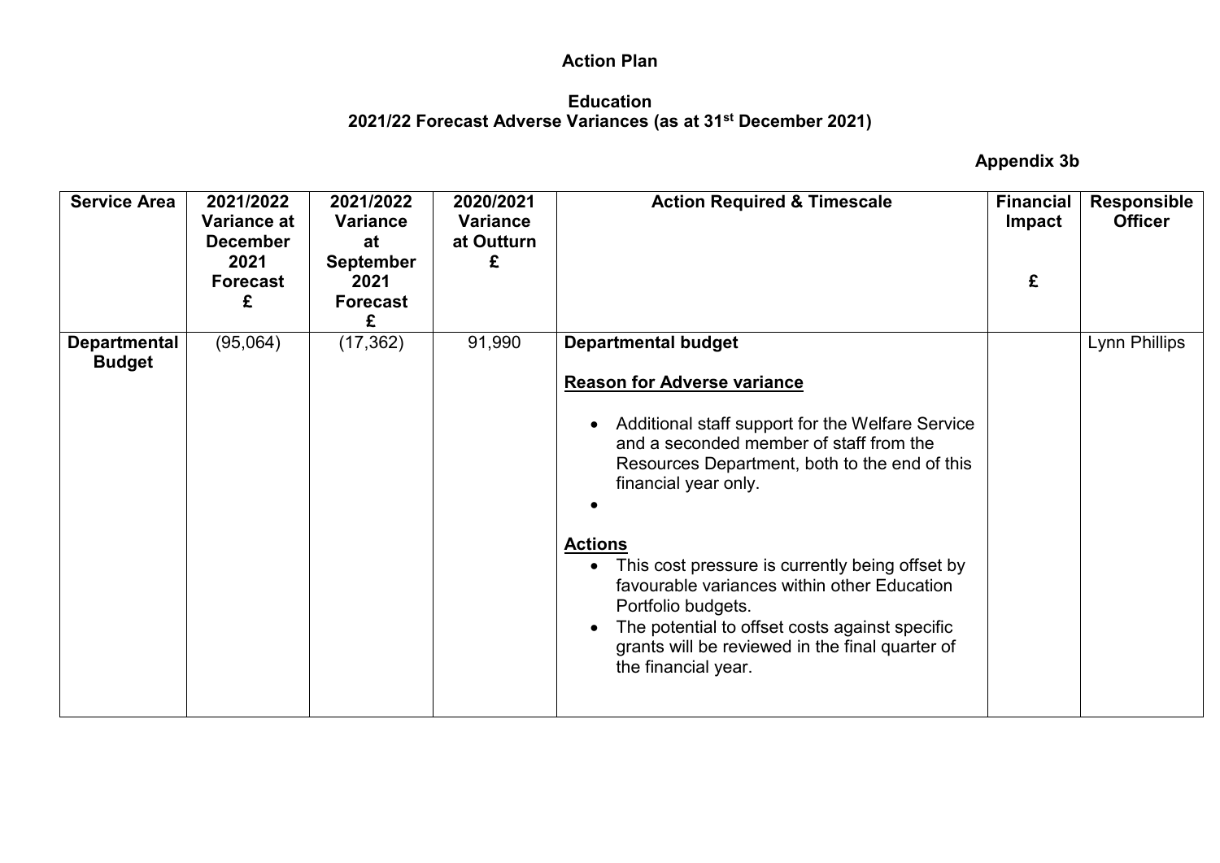**Action Plan**

**Education**
**2021/22 Forecast Adverse Variances (as at 31st December 2021)**

**Appendix 3b**

| Service Area | 2021/2022 Variance at December 2021 Forecast £ | 2021/2022 Variance at September 2021 Forecast £ | 2020/2021 Variance at Outturn £ | Action Required & Timescale | Financial Impact £ | Responsible Officer |
|---|---|---|---|---|---|---|
| **Departmental Budget** | (95,064) | (17,362) | 91,990 | **Departmental budget**<br><br>**Reason for Adverse variance**<br><br>• Additional staff support for the Welfare Service and a seconded member of staff from the Resources Department, both to the end of this financial year only.<br>•<br><br>**Actions**<br>• This cost pressure is currently being offset by favourable variances within other Education Portfolio budgets.<br>• The potential to offset costs against specific grants will be reviewed in the final quarter of the financial year. | | Lynn Phillips |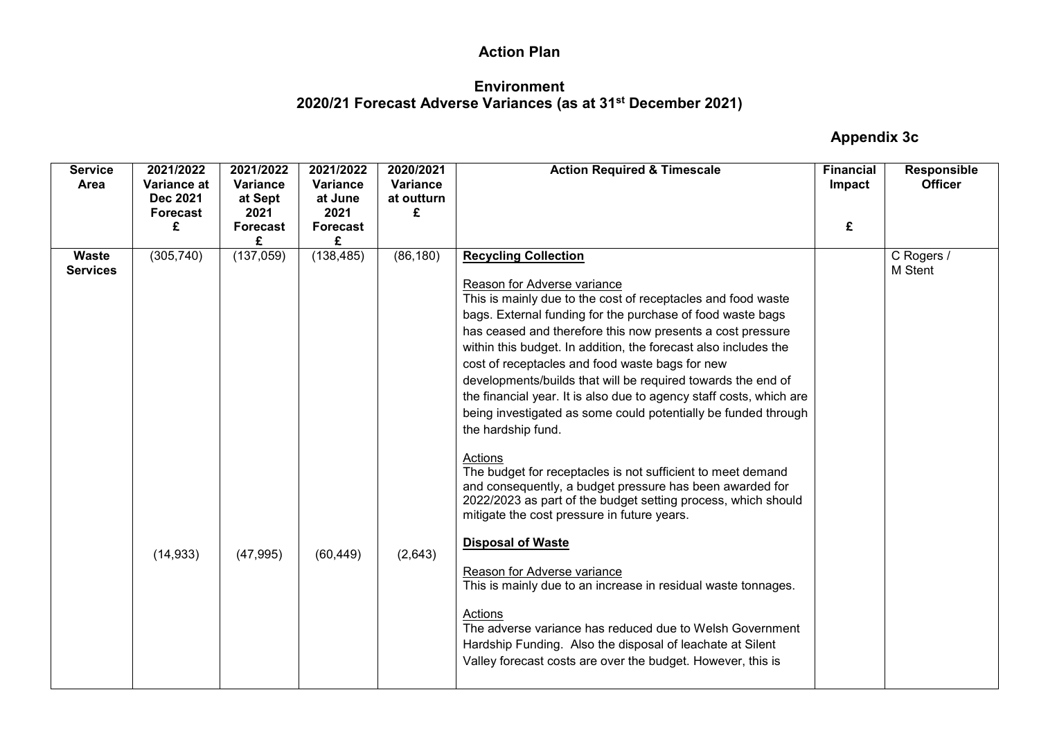## Action Plan

### Environment
### 2020/21 Forecast Adverse Variances (as at 31st December 2021)

**Appendix 3c**

| Service Area | 2021/2022 Variance at Dec 2021 Forecast £ | 2021/2022 Variance at Sept 2021 Forecast £ | 2021/2022 Variance at June 2021 Forecast £ | 2020/2021 Variance at outturn £ | Action Required & Timescale | Financial Impact £ | Responsible Officer |
|---|---|---|---|---|---|---|---|
| **Waste Services** | (305,740) | (137,059) | (138,485) | (86,180) | **Recycling Collection**<br><br>Reason for Adverse variance<br>This is mainly due to the cost of receptacles and food waste bags. External funding for the purchase of food waste bags has ceased and therefore this now presents a cost pressure within this budget. In addition, the forecast also includes the cost of receptacles and food waste bags for new developments/builds that will be required towards the end of the financial year. It is also due to agency staff costs, which are being investigated as some could potentially be funded through the hardship fund.<br><br>Actions<br>The budget for receptacles is not sufficient to meet demand and consequently, a budget pressure has been awarded for 2022/2023 as part of the budget setting process, which should mitigate the cost pressure in future years. | | C Rogers / M Stent |
| | (14,933) | (47,995) | (60,449) | (2,643) | **Disposal of Waste**<br><br>Reason for Adverse variance<br>This is mainly due to an increase in residual waste tonnages.<br><br>Actions<br>The adverse variance has reduced due to Welsh Government Hardship Funding. Also the disposal of leachate at Silent Valley forecast costs are over the budget. However, this is | | |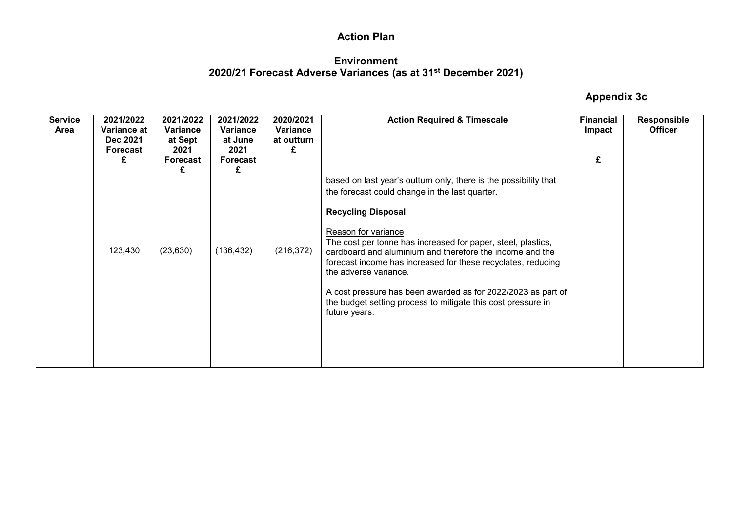# Action Plan

## Environment
## 2020/21 Forecast Adverse Variances (as at 31st December 2021)

**Appendix 3c**

| Service Area | 2021/2022 Variance at Dec 2021 Forecast £ | 2021/2022 Variance at Sept 2021 Forecast £ | 2021/2022 Variance at June 2021 Forecast £ | 2020/2021 Variance at outturn £ | Action Required & Timescale | Financial Impact £ | Responsible Officer |
|---|---|---|---|---|---|---|---|
| | 123,430 | (23,630) | (136,432) | (216,372) | based on last year's outturn only, there is the possibility that the forecast could change in the last quarter.<br><br>**Recycling Disposal**<br><br>Reason for variance<br>The cost per tonne has increased for paper, steel, plastics, cardboard and aluminium and therefore the income and the forecast income has increased for these recyclates, reducing the adverse variance.<br><br>A cost pressure has been awarded as for 2022/2023 as part of the budget setting process to mitigate this cost pressure in future years. | | |